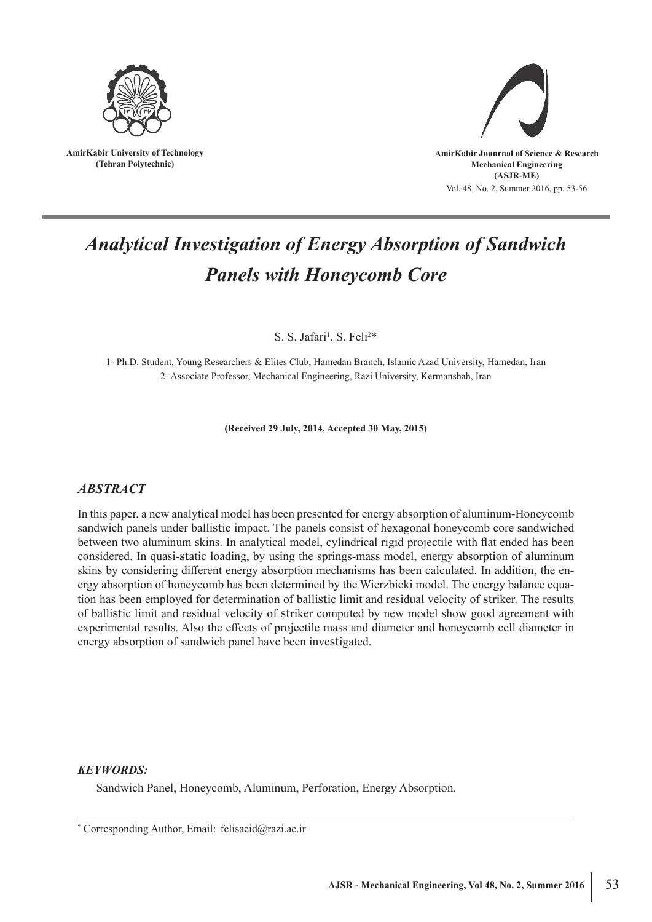AmirKabir University of Technology
(Tehran Polytechnic)

AmirKabir Jounrnal of Science & Research
Mechanical Engineering
(ASJR-ME)

# *Analytical Investigation of Energy Absorption of Sandwich Panels with Honeycomb Core*

S. S. Jafari[1], S. Feli[2]*

1- Ph.D. Student, Young Researchers & Elites Club, Hamedan Branch, Islamic Azad University, Hamedan, Iran
2- Associate Professor, Mechanical Engineering, Razi University, Kermanshah, Iran

**(Received 29 July, 2014, Accepted 30 May, 2015)**

## *ABSTRACT*

In this paper, a new analytical model has been presented for energy absorption of aluminum-Honeycomb sandwich panels under ballistic impact. The panels consist of hexagonal honeycomb core sandwiched between two aluminum skins. In analytical model, cylindrical rigid projectile with flat ended has been considered. In quasi-static loading, by using the springs-mass model, energy absorption of aluminum skins by considering different energy absorption mechanisms has been calculated. In addition, the energy absorption of honeycomb has been determined by the Wierzbicki model. The energy balance equation has been employed for determination of ballistic limit and residual velocity of striker. The results of ballistic limit and residual velocity of striker computed by new model show good agreement with experimental results. Also the effects of projectile mass and diameter and honeycomb cell diameter in energy absorption of sandwich panel have been investigated.

### *KEYWORDS:*

Sandwich Panel, Honeycomb, Aluminum, Perforation, Energy Absorption.

---

* Corresponding Author, Email: felisaeid@razi.ac.ir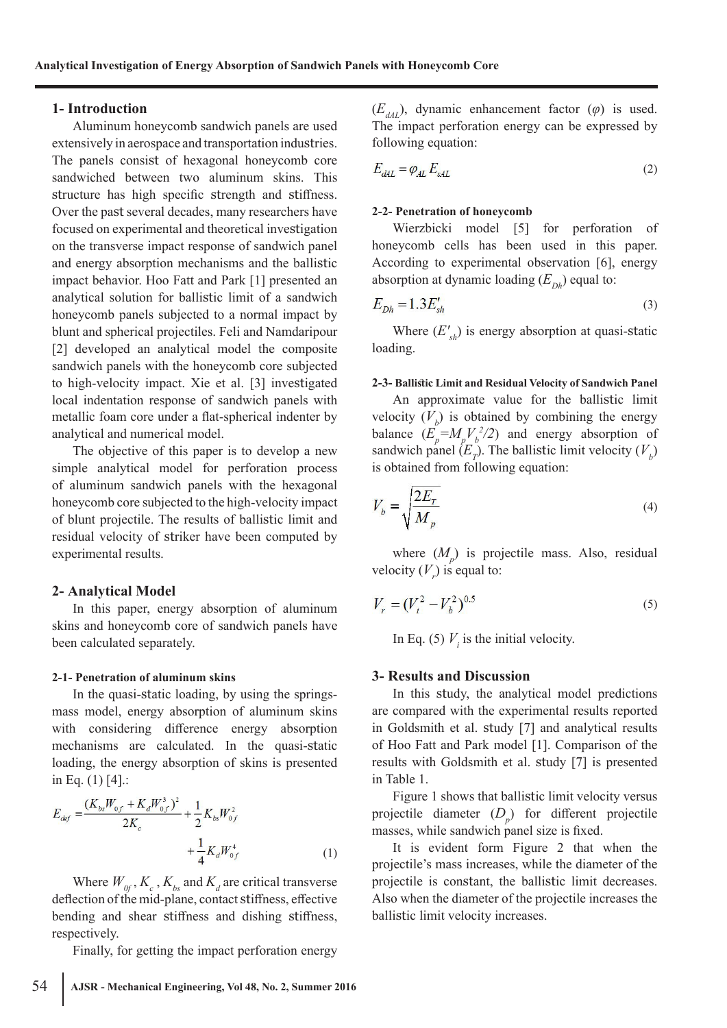## 1- Introduction

Aluminum honeycomb sandwich panels are used extensively in aerospace and transportation industries. The panels consist of hexagonal honeycomb core sandwiched between two aluminum skins. This structure has high specific strength and stiffness. Over the past several decades, many researchers have focused on experimental and theoretical investigation on the transverse impact response of sandwich panel and energy absorption mechanisms and the ballistic impact behavior. Hoo Fatt and Park [1] presented an analytical solution for ballistic limit of a sandwich honeycomb panels subjected to a normal impact by blunt and spherical projectiles. Feli and Namdaripour [2] developed an analytical model the composite sandwich panels with the honeycomb core subjected to high-velocity impact. Xie et al. [3] investigated local indentation response of sandwich panels with metallic foam core under a flat-spherical indenter by analytical and numerical model.

The objective of this paper is to develop a new simple analytical model for perforation process of aluminum sandwich panels with the hexagonal honeycomb core subjected to the high-velocity impact of blunt projectile. The results of ballistic limit and residual velocity of striker have been computed by experimental results.

## 2- Analytical Model

In this paper, energy absorption of aluminum skins and honeycomb core of sandwich panels have been calculated separately.

### 2-1- Penetration of aluminum skins

In the quasi-static loading, by using the springs-mass model, energy absorption of aluminum skins with considering difference energy absorption mechanisms are calculated. In the quasi-static loading, the energy absorption of skins is presented in Eq. (1) [4].:

$$E_{def} = \frac{(K_{bs}W_{0f} + K_d W_{0f}^3)^2}{2K_c} + \frac{1}{2}K_{bs}W_{0f}^2 + \frac{1}{4}K_d W_{0f}^4 \tag{1}$$

Where $W_{0f}$, $K_c$, $K_{bs}$ and $K_d$ are critical transverse deflection of the mid-plane, contact stiffness, effective bending and shear stiffness and dishing stiffness, respectively.

Finally, for getting the impact perforation energy ($E_{dAL}$), dynamic enhancement factor ($\varphi$) is used. The impact perforation energy can be expressed by following equation:

$$E_{dAL} = \varphi_{AL} E_{sAL} \tag{2}$$

### 2-2- Penetration of honeycomb

Wierzbicki model [5] for perforation of honeycomb cells has been used in this paper. According to experimental observation [6], energy absorption at dynamic loading ($E_{Dh}$) equal to:

$$E_{Dh} = 1.3E'_{sh} \tag{3}$$

Where ($E'_{sh}$) is energy absorption at quasi-static loading.

### 2-3- Ballistic Limit and Residual Velocity of Sandwich Panel

An approximate value for the ballistic limit velocity ($V_b$) is obtained by combining the energy balance ($E_p = M_p V_b^2/2$) and energy absorption of sandwich panel ($E_T$). The ballistic limit velocity ($V_b$) is obtained from following equation:

$$V_b = \sqrt{\frac{2E_T}{M_p}} \tag{4}$$

where ($M_p$) is projectile mass. Also, residual velocity ($V_r$) is equal to:

$$V_r = (V_i^2 - V_b^2)^{0.5} \tag{5}$$

In Eq. (5) $V_i$ is the initial velocity.

## 3- Results and Discussion

In this study, the analytical model predictions are compared with the experimental results reported in Goldsmith et al. study [7] and analytical results of Hoo Fatt and Park model [1]. Comparison of the results with Goldsmith et al. study [7] is presented in Table 1.

Figure 1 shows that ballistic limit velocity versus projectile diameter ($D_p$) for different projectile masses, while sandwich panel size is fixed.

It is evident form Figure 2 that when the projectile's mass increases, while the diameter of the projectile is constant, the ballistic limit decreases. Also when the diameter of the projectile increases the ballistic limit velocity increases.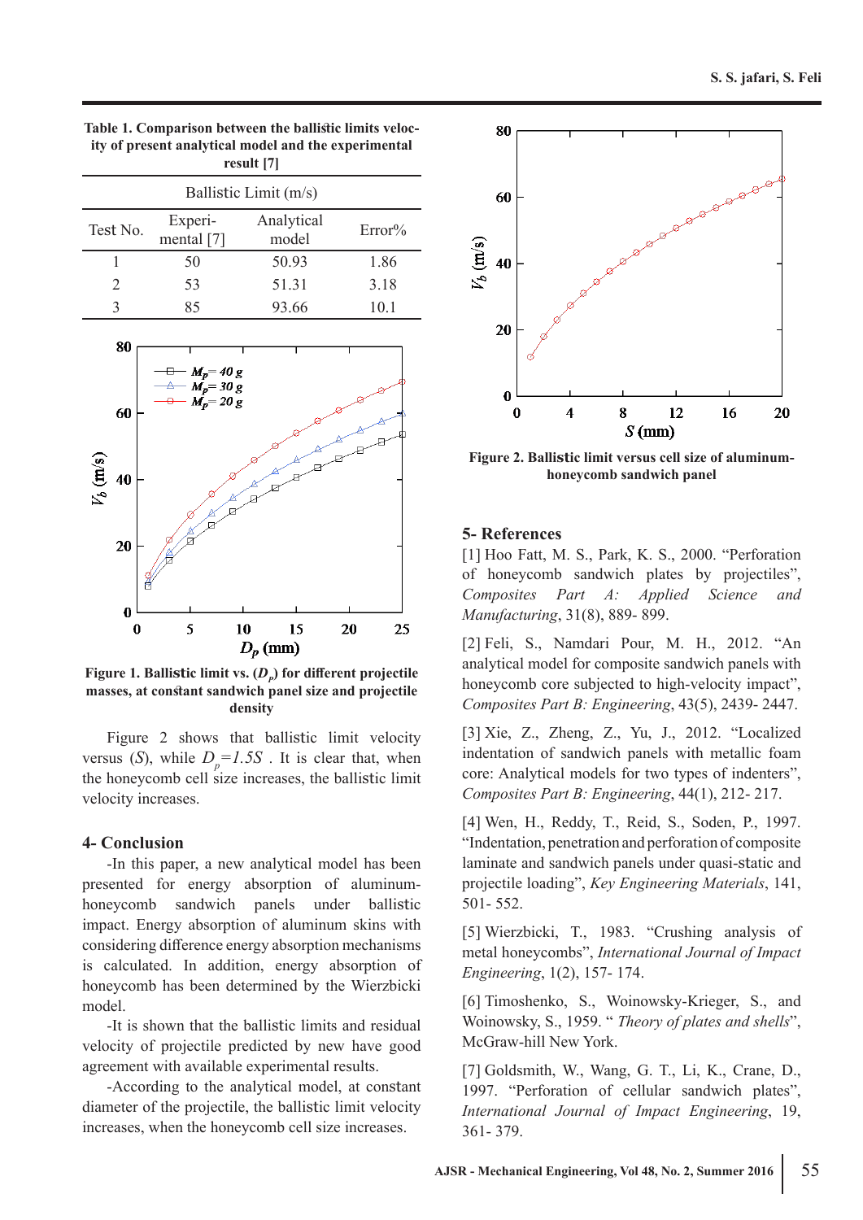Table 1. Comparison between the ballistic limits velocity of present analytical model and the experimental result [7]

| Ballistic Limit (m/s) | | | |
|---|---|---|---|
| Test No. | Experimental [7] | Analytical model | Error% |
| 1 | 50 | 50.93 | 1.86 |
| 2 | 53 | 51.31 | 3.18 |
| 3 | 85 | 93.66 | 10.1 |

80
60
40
20
0
0 5 10 15 20 25
$V_b$ (m/s)
$D_p$ (mm)
$M_P$= 40 g
$M_P$= 30 g
$M_P$= 20 g

Figure 1. Ballistic limit vs. ($D_p$) for different projectile masses, at constant sandwich panel size and projectile density

Figure 2 shows that ballistic limit velocity versus ($S$), while $D_p$=1.5S . It is clear that, when the honeycomb cell size increases, the ballistic limit velocity increases.

## 4- Conclusion

-In this paper, a new analytical model has been presented for energy absorption of aluminum-honeycomb sandwich panels under ballistic impact. Energy absorption of aluminum skins with considering difference energy absorption mechanisms is calculated. In addition, energy absorption of honeycomb has been determined by the Wierzbicki model.

-It is shown that the ballistic limits and residual velocity of projectile predicted by new have good agreement with available experimental results.

-According to the analytical model, at constant diameter of the projectile, the ballistic limit velocity increases, when the honeycomb cell size increases.

80
60
40
20
0
0 4 8 12 16 20
$V_b$ (m/s)
$S$ (mm)

Figure 2. Ballistic limit versus cell size of aluminum-honeycomb sandwich panel

## 5- References

[1] Hoo Fatt, M. S., Park, K. S., 2000. "Perforation of honeycomb sandwich plates by projectiles", *Composites Part A: Applied Science and Manufacturing*, 31(8), 889- 899.

[2] Feli, S., Namdari Pour, M. H., 2012. "An analytical model for composite sandwich panels with honeycomb core subjected to high-velocity impact", *Composites Part B: Engineering*, 43(5), 2439- 2447.

[3] Xie, Z., Zheng, Z., Yu, J., 2012. "Localized indentation of sandwich panels with metallic foam core: Analytical models for two types of indenters", *Composites Part B: Engineering*, 44(1), 212- 217.

[4] Wen, H., Reddy, T., Reid, S., Soden, P., 1997. "Indentation, penetration and perforation of composite laminate and sandwich panels under quasi-static and projectile loading", *Key Engineering Materials*, 141, 501- 552.

[5] Wierzbicki, T., 1983. "Crushing analysis of metal honeycombs", *International Journal of Impact Engineering*, 1(2), 157- 174.

[6] Timoshenko, S., Woinowsky-Krieger, S., and Woinowsky, S., 1959. " *Theory of plates and shells*", McGraw-hill New York.

[7] Goldsmith, W., Wang, G. T., Li, K., Crane, D., 1997. "Perforation of cellular sandwich plates", *International Journal of Impact Engineering*, 19, 361- 379.